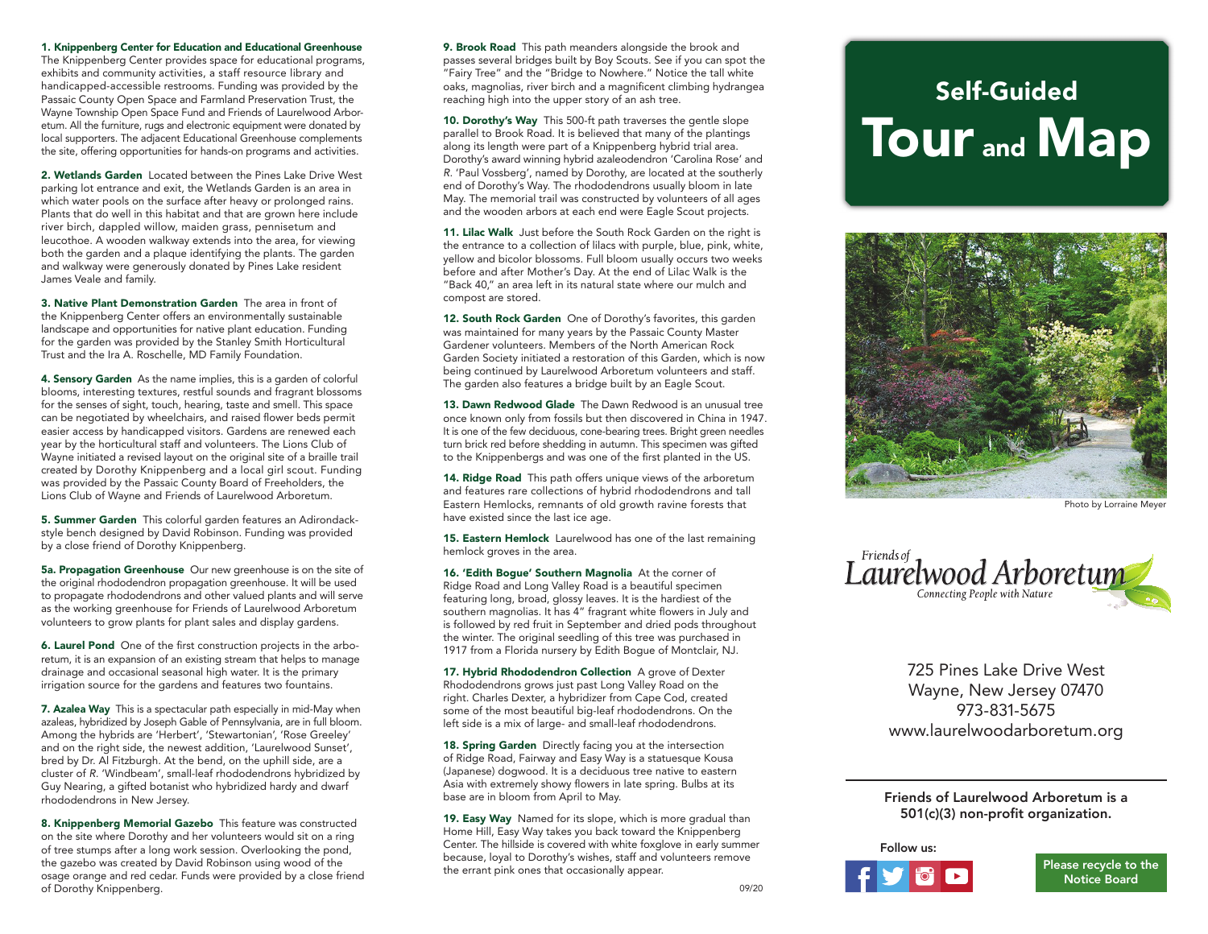# Self-Guided Tour and Map

**1. Knippenberg Center for Education and Educational Greenhouse** The Knippenberg Center provides space for educational programs, exhibits and community activities, a staff resource library and handicapped-accessible restrooms. Funding was provided by the Passaic County Open Space and Farmland Preservation Trust, the Wayne Township Open Space Fund and Friends of Laurelwood Arboretum. All the furniture, rugs and electronic equipment were donated by local supporters. The adjacent Educational Greenhouse complements the site, offering opportunities for hands-on programs and activities.

**2. Wetlands Garden** Located between the Pines Lake Drive West parking lot entrance and exit, the Wetlands Garden is an area in which water pools on the surface after heavy or prolonged rains. Plants that do well in this habitat and that are grown here include river birch, dappled willow, maiden grass, pennisetum and leucothoe. A wooden walkway extends into the area, for viewing both the garden and a plaque identifying the plants. The garden and walkway were generously donated by Pines Lake resident James Veale and family.

**3. Native Plant Demonstration Garden** The area in front of the Knippenberg Center offers an environmentally sustainable landscape and opportunities for native plant education. Funding for the garden was provided by the Stanley Smith Horticultural Trust and the Ira A. Roschelle, MD Family Foundation.

**4. Sensory Garden** As the name implies, this is a garden of colorful blooms, interesting textures, restful sounds and fragrant blossoms for the senses of sight, touch, hearing, taste and smell. This space can be negotiated by wheelchairs, and raised flower beds permit easier access by handicapped visitors. Gardens are renewed each year by the horticultural staff and volunteers. The Lions Club of Wayne initiated a revised layout on the original site of a braille trail created by Dorothy Knippenberg and a local girl scout. Funding was provided by the Passaic County Board of Freeholders, the Lions Club of Wayne and Friends of Laurelwood Arboretum.

**5. Summer Garden** This colorful garden features an Adirondack-style bench designed by David Robinson. Funding was provided by a close friend of Dorothy Knippenberg.

**5a. Propagation Greenhouse** Our new greenhouse is on the site of the original rhododendron propagation greenhouse. It will be used to propagate rhododendrons and other valued plants and will serve as the working greenhouse for Friends of Laurelwood Arboretum volunteers to grow plants for plant sales and display gardens.

**6. Laurel Pond** One of the first construction projects in the arboretum, it is an expansion of an existing stream that helps to manage drainage and occasional seasonal high water. It is the primary irrigation source for the gardens and features two fountains.

**7. Azalea Way** This is a spectacular path especially in mid-May when azaleas, hybridized by Joseph Gable of Pennsylvania, are in full bloom. Among the hybrids are 'Herbert', 'Stewartonian', 'Rose Greeley' and on the right side, the newest addition, 'Laurelwood Sunset', bred by Dr. Al Fitzburgh. At the bend, on the uphill side, are a cluster of *R.* 'Windbeam', small-leaf rhododendrons hybridized by Guy Nearing, a gifted botanist who hybridized hardy and dwarf rhododendrons in New Jersey.

**8. Knippenberg Memorial Gazebo** This feature was constructed on the site where Dorothy and her volunteers would sit on a ring of tree stumps after a long work session. Overlooking the pond, the gazebo was created by David Robinson using wood of the osage orange and red cedar. Funds were provided by a close friend of Dorothy Knippenberg.

**9. Brook Road** This path meanders alongside the brook and passes several bridges built by Boy Scouts. See if you can spot the "Fairy Tree" and the "Bridge to Nowhere." Notice the tall white oaks, magnolias, river birch and a magnificent climbing hydrangea reaching high into the upper story of an ash tree.

**10. Dorothy's Way** This 500-ft path traverses the gentle slope parallel to Brook Road. It is believed that many of the plantings along its length were part of a Knippenberg hybrid trial area. Dorothy's award winning hybrid azaleodendron 'Carolina Rose' and *R.* 'Paul Vossberg', named by Dorothy, are located at the southerly end of Dorothy's Way. The rhododendrons usually bloom in late May. The memorial trail was constructed by volunteers of all ages and the wooden arbors at each end were Eagle Scout projects.

**11. Lilac Walk** Just before the South Rock Garden on the right is the entrance to a collection of lilacs with purple, blue, pink, white, yellow and bicolor blossoms. Full bloom usually occurs two weeks before and after Mother's Day. At the end of Lilac Walk is the "Back 40," an area left in its natural state where our mulch and compost are stored.

**12. South Rock Garden** One of Dorothy's favorites, this garden was maintained for many years by the Passaic County Master Gardener volunteers. Members of the North American Rock Garden Society initiated a restoration of this Garden, which is now being continued by Laurelwood Arboretum volunteers and staff. The garden also features a bridge built by an Eagle Scout.

**13. Dawn Redwood Glade** The Dawn Redwood is an unusual tree once known only from fossils but then discovered in China in 1947. It is one of the few deciduous, cone-bearing trees. Bright green needles turn brick red before shedding in autumn. This specimen was gifted to the Knippenbergs and was one of the first planted in the US.

**14. Ridge Road** This path offers unique views of the arboretum and features rare collections of hybrid rhododendrons and tall Eastern Hemlocks, remnants of old growth ravine forests that have existed since the last ice age.

**15. Eastern Hemlock** Laurelwood has one of the last remaining hemlock groves in the area.

**16. 'Edith Bogue' Southern Magnolia** At the corner of Ridge Road and Long Valley Road is a beautiful specimen featuring long, broad, glossy leaves. It is the hardiest of the southern magnolias. It has 4" fragrant white flowers in July and is followed by red fruit in September and dried pods throughout the winter. The original seedling of this tree was purchased in 1917 from a Florida nursery by Edith Bogue of Montclair, NJ.

**17. Hybrid Rhododendron Collection** A grove of Dexter Rhododendrons grows just past Long Valley Road on the right. Charles Dexter, a hybridizer from Cape Cod, created some of the most beautiful big-leaf rhododendrons. On the left side is a mix of large- and small-leaf rhododendrons.

**18. Spring Garden** Directly facing you at the intersection of Ridge Road, Fairway and Easy Way is a statuesque Kousa (Japanese) dogwood. It is a deciduous tree native to eastern Asia with extremely showy flowers in late spring. Bulbs at its base are in bloom from April to May.

**19. Easy Way** Named for its slope, which is more gradual than Home Hill, Easy Way takes you back toward the Knippenberg Center. The hillside is covered with white foxglove in early summer because, loyal to Dorothy's wishes, staff and volunteers remove the errant pink ones that occasionally appear.

09/20

Photo by Lorraine Meyer

*Friends of* **Laurelwood Arboretum**
*Connecting People with Nature*

725 Pines Lake Drive West
Wayne, New Jersey 07470
973-831-5675
www.laurelwoodarboretum.org

**Friends of Laurelwood Arboretum is a 501(c)(3) non-profit organization.**

Follow us:

**Please recycle to the Notice Board**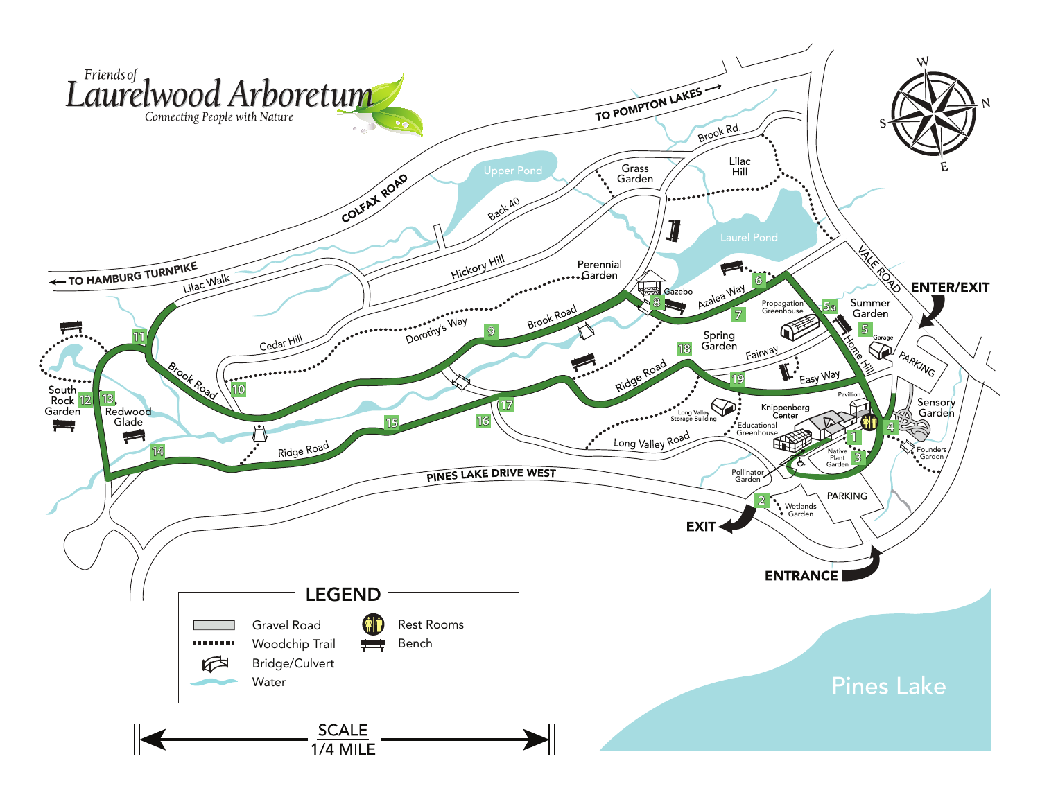Friends of

# Laurelwood Arboretum

*Connecting People with Nature*

TO POMPTON LAKES →

← TO HAMBURG TURNPIKE

COLFAX ROAD

VALE ROAD

PINES LAKE DRIVE WEST

Upper Pond

Laurel Pond

Pines Lake

Brook Rd.
Lilac Hill
Grass Garden
Back 40
Hickory Hill
Perennial Garden
Lilac Walk
Cedar Hill
Dorothy's Way
Brook Road
Gazebo
Azalea Way
Propagation Greenhouse
Summer Garden
Garage
Spring Garden
Fairway
Home Hill
PARKING
Easy Way
Pavilion
Sensory Garden
Ridge Road
Long Valley Storage Building
Knippenberg Center
Educational Greenhouse
Long Valley Road
Native Plant Garden
Founders Garden
Pollinator Garden
Wetlands Garden
South Rock Garden
Redwood Glade

**ENTER/EXIT**

**EXIT**

**ENTRANCE**

1, 2, 3, 4, 5, 5a, 6, 7, 8, 9, 10, 11, 12, 13, 14, 15, 16, 17, 18, 19

W N S E

## LEGEND

- Gravel Road
- Woodchip Trail
- Bridge/Culvert
- Water
- Rest Rooms
- Bench

SCALE
1/4 MILE